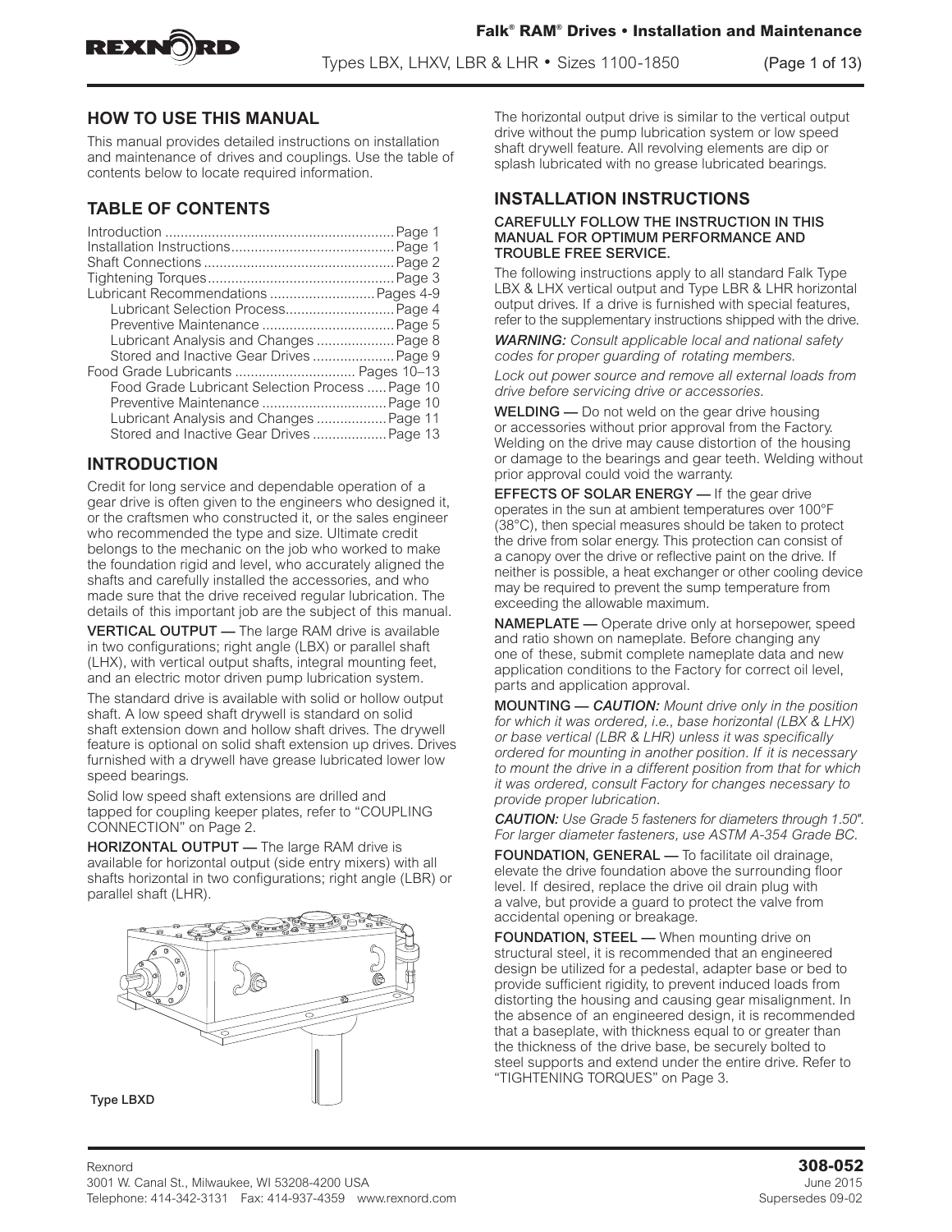# Falk® RAM® Drives • Installation and Maintenance

Types LBX, LHXV, LBR & LHR • Sizes 1100-1850

## HOW TO USE THIS MANUAL

This manual provides detailed instructions on installation and maintenance of drives and couplings. Use the table of contents below to locate required information.

## TABLE OF CONTENTS

Introduction .......... Page 1
Installation Instructions .......... Page 1
Shaft Connections .......... Page 2
Tightening Torques .......... Page 3
Lubricant Recommendations .......... Pages 4-9
- Lubricant Selection Process .......... Page 4
- Preventive Maintenance .......... Page 5
- Lubricant Analysis and Changes .......... Page 8
- Stored and Inactive Gear Drives .......... Page 9

Food Grade Lubricants .......... Pages 10–13
- Food Grade Lubricant Selection Process .......... Page 10
- Preventive Maintenance .......... Page 10
- Lubricant Analysis and Changes .......... Page 11
- Stored and Inactive Gear Drives .......... Page 13

## INTRODUCTION

Credit for long service and dependable operation of a gear drive is often given to the engineers who designed it, or the craftsmen who constructed it, or the sales engineer who recommended the type and size. Ultimate credit belongs to the mechanic on the job who worked to make the foundation rigid and level, who accurately aligned the shafts and carefully installed the accessories, and who made sure that the drive received regular lubrication. The details of this important job are the subject of this manual.

**VERTICAL OUTPUT —** The large RAM drive is available in two configurations; right angle (LBX) or parallel shaft (LHX), with vertical output shafts, integral mounting feet, and an electric motor driven pump lubrication system.

The standard drive is available with solid or hollow output shaft. A low speed shaft drywell is standard on solid shaft extension down and hollow shaft drives. The drywell feature is optional on solid shaft extension up drives. Drives furnished with a drywell have grease lubricated lower low speed bearings.

Solid low speed shaft extensions are drilled and tapped for coupling keeper plates, refer to “COUPLING CONNECTION” on Page 2.

**HORIZONTAL OUTPUT —** The large RAM drive is available for horizontal output (side entry mixers) with all shafts horizontal in two configurations; right angle (LBR) or parallel shaft (LHR).

Type LBXD

The horizontal output drive is similar to the vertical output drive without the pump lubrication system or low speed shaft drywell feature. All revolving elements are dip or splash lubricated with no grease lubricated bearings.

## INSTALLATION INSTRUCTIONS

**CAREFULLY FOLLOW THE INSTRUCTION IN THIS MANUAL FOR OPTIMUM PERFORMANCE AND TROUBLE FREE SERVICE.**

The following instructions apply to all standard Falk Type LBX & LHX vertical output and Type LBR & LHR horizontal output drives. If a drive is furnished with special features, refer to the supplementary instructions shipped with the drive.

***WARNING:*** *Consult applicable local and national safety codes for proper guarding of rotating members.*

*Lock out power source and remove all external loads from drive before servicing drive or accessories.*

**WELDING —** Do not weld on the gear drive housing or accessories without prior approval from the Factory. Welding on the drive may cause distortion of the housing or damage to the bearings and gear teeth. Welding without prior approval could void the warranty.

**EFFECTS OF SOLAR ENERGY —** If the gear drive operates in the sun at ambient temperatures over 100°F (38°C), then special measures should be taken to protect the drive from solar energy. This protection can consist of a canopy over the drive or reflective paint on the drive. If neither is possible, a heat exchanger or other cooling device may be required to prevent the sump temperature from exceeding the allowable maximum.

**NAMEPLATE —** Operate drive only at horsepower, speed and ratio shown on nameplate. Before changing any one of these, submit complete nameplate data and new application conditions to the Factory for correct oil level, parts and application approval.

**MOUNTING —** ***CAUTION:*** *Mount drive only in the position for which it was ordered, i.e., base horizontal (LBX & LHX) or base vertical (LBR & LHR) unless it was specifically ordered for mounting in another position. If it is necessary to mount the drive in a different position from that for which it was ordered, consult Factory for changes necessary to provide proper lubrication.*

***CAUTION:*** *Use Grade 5 fasteners for diameters through 1.50". For larger diameter fasteners, use ASTM A-354 Grade BC.*

**FOUNDATION, GENERAL —** To facilitate oil drainage, elevate the drive foundation above the surrounding floor level. If desired, replace the drive oil drain plug with a valve, but provide a guard to protect the valve from accidental opening or breakage.

**FOUNDATION, STEEL —** When mounting drive on structural steel, it is recommended that an engineered design be utilized for a pedestal, adapter base or bed to provide sufficient rigidity, to prevent induced loads from distorting the housing and causing gear misalignment. In the absence of an engineered design, it is recommended that a baseplate, with thickness equal to or greater than the thickness of the drive base, be securely bolted to steel supports and extend under the entire drive. Refer to “TIGHTENING TORQUES” on Page 3.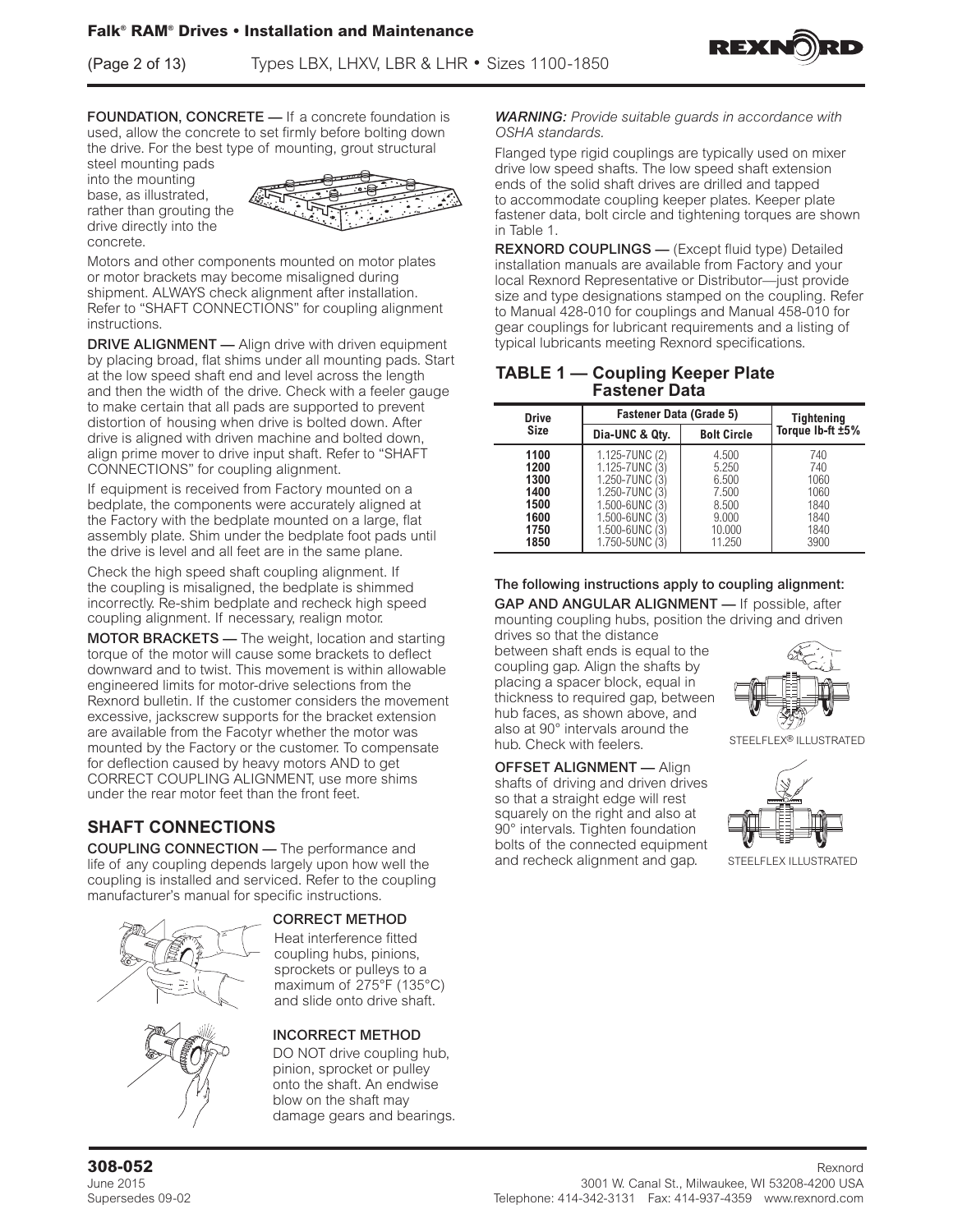**FOUNDATION, CONCRETE —** If a concrete foundation is used, allow the concrete to set firmly before bolting down the drive. For the best type of mounting, grout structural steel mounting pads into the mounting base, as illustrated, rather than grouting the drive directly into the concrete.

Motors and other components mounted on motor plates or motor brackets may become misaligned during shipment. ALWAYS check alignment after installation. Refer to "SHAFT CONNECTIONS" for coupling alignment instructions.

**DRIVE ALIGNMENT —** Align drive with driven equipment by placing broad, flat shims under all mounting pads. Start at the low speed shaft end and level across the length and then the width of the drive. Check with a feeler gauge to make certain that all pads are supported to prevent distortion of housing when drive is bolted down. After drive is aligned with driven machine and bolted down, align prime mover to drive input shaft. Refer to "SHAFT CONNECTIONS" for coupling alignment.

If equipment is received from Factory mounted on a bedplate, the components were accurately aligned at the Factory with the bedplate mounted on a large, flat assembly plate. Shim under the bedplate foot pads until the drive is level and all feet are in the same plane.

Check the high speed shaft coupling alignment. If the coupling is misaligned, the bedplate is shimmed incorrectly. Re-shim bedplate and recheck high speed coupling alignment. If necessary, realign motor.

**MOTOR BRACKETS —** The weight, location and starting torque of the motor will cause some brackets to deflect downward and to twist. This movement is within allowable engineered limits for motor-drive selections from the Rexnord bulletin. If the customer considers the movement excessive, jackscrew supports for the bracket extension are available from the Facotyr whether the motor was mounted by the Factory or the customer. To compensate for deflection caused by heavy motors AND to get CORRECT COUPLING ALIGNMENT, use more shims under the rear motor feet than the front feet.

## SHAFT CONNECTIONS

**COUPLING CONNECTION —** The performance and life of any coupling depends largely upon how well the coupling is installed and serviced. Refer to the coupling manufacturer's manual for specific instructions.

**CORRECT METHOD**

Heat interference fitted coupling hubs, pinions, sprockets or pulleys to a maximum of 275°F (135°C) and slide onto drive shaft.

**INCORRECT METHOD**

DO NOT drive coupling hub, pinion, sprocket or pulley onto the shaft. An endwise blow on the shaft may damage gears and bearings.

*WARNING: Provide suitable guards in accordance with OSHA standards.*

Flanged type rigid couplings are typically used on mixer drive low speed shafts. The low speed shaft extension ends of the solid shaft drives are drilled and tapped to accommodate coupling keeper plates. Keeper plate fastener data, bolt circle and tightening torques are shown in Table 1.

**REXNORD COUPLINGS —** (Except fluid type) Detailed installation manuals are available from Factory and your local Rexnord Representative or Distributor—just provide size and type designations stamped on the coupling. Refer to Manual 428-010 for couplings and Manual 458-010 for gear couplings for lubricant requirements and a listing of typical lubricants meeting Rexnord specifications.

### TABLE 1 — Coupling Keeper Plate Fastener Data

| Drive Size | Fastener Data (Grade 5) | | Tightening Torque lb-ft ±5% |
|---|---|---|---|
| | Dia-UNC & Qty. | Bolt Circle | |
| 1100 | 1.125-7UNC (2) | 4.500 | 740 |
| 1200 | 1.125-7UNC (3) | 5.250 | 740 |
| 1300 | 1.250-7UNC (3) | 6.500 | 1060 |
| 1400 | 1.250-7UNC (3) | 7.500 | 1060 |
| 1500 | 1.500-6UNC (3) | 8.500 | 1840 |
| 1600 | 1.500-6UNC (3) | 9.000 | 1840 |
| 1750 | 1.500-6UNC (3) | 10.000 | 1840 |
| 1850 | 1.750-5UNC (3) | 11.250 | 3900 |

**The following instructions apply to coupling alignment:**

**GAP AND ANGULAR ALIGNMENT —** If possible, after mounting coupling hubs, position the driving and driven drives so that the distance between shaft ends is equal to the coupling gap. Align the shafts by placing a spacer block, equal in thickness to required gap, between hub faces, as shown above, and also at 90° intervals around the hub. Check with feelers.

STEELFLEX® ILLUSTRATED

**OFFSET ALIGNMENT —** Align shafts of driving and driven drives so that a straight edge will rest squarely on the right and also at 90° intervals. Tighten foundation bolts of the connected equipment and recheck alignment and gap.

STEELFLEX ILLUSTRATED

**308-052**
June 2015
Supersedes 09-02

Rexnord
3001 W. Canal St., Milwaukee, WI 53208-4200 USA
Telephone: 414-342-3131 Fax: 414-937-4359 www.rexnord.com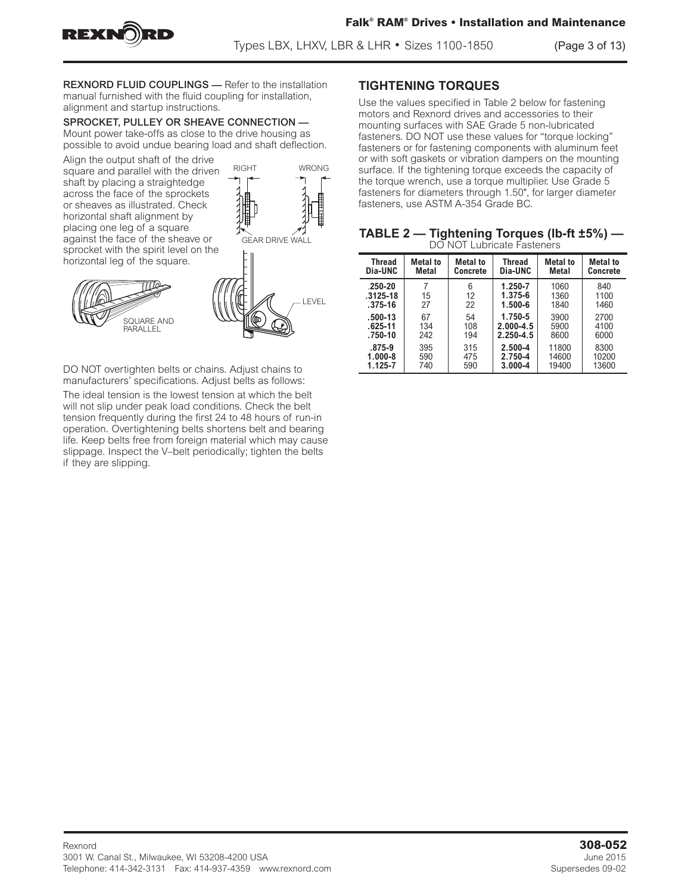**REXNORD FLUID COUPLINGS —** Refer to the installation manual furnished with the fluid coupling for installation, alignment and startup instructions.

**SPROCKET, PULLEY OR SHEAVE CONNECTION —** Mount power take-offs as close to the drive housing as possible to avoid undue bearing load and shaft deflection.

Align the output shaft of the drive square and parallel with the driven shaft by placing a straightedge across the face of the sprockets or sheaves as illustrated. Check horizontal shaft alignment by placing one leg of a square against the face of the sheave or sprocket with the spirit level on the horizontal leg of the square.

RIGHT WRONG GEAR DRIVE WALL SQUARE AND PARALLEL LEVEL

DO NOT overtighten belts or chains. Adjust chains to manufacturers' specifications. Adjust belts as follows:

The ideal tension is the lowest tension at which the belt will not slip under peak load conditions. Check the belt tension frequently during the first 24 to 48 hours of run-in operation. Overtightening belts shortens belt and bearing life. Keep belts free from foreign material which may cause slippage. Inspect the V–belt periodically; tighten the belts if they are slipping.

## TIGHTENING TORQUES

Use the values specified in Table 2 below for fastening motors and Rexnord drives and accessories to their mounting surfaces with SAE Grade 5 non-lubricated fasteners. DO NOT use these values for "torque locking" fasteners or for fastening components with aluminum feet or with soft gaskets or vibration dampers on the mounting surface. If the tightening torque exceeds the capacity of the torque wrench, use a torque multiplier. Use Grade 5 fasteners for diameters through 1.50", for larger diameter fasteners, use ASTM A-354 Grade BC.

### TABLE 2 — Tightening Torques (lb-ft ±5%) — DO NOT Lubricate Fasteners

| Thread Dia-UNC | Metal to Metal | Metal to Concrete | Thread Dia-UNC | Metal to Metal | Metal to Concrete |
|---|---|---|---|---|---|
| .250-20 | 7 | 6 | 1.250-7 | 1060 | 840 |
| .3125-18 | 15 | 12 | 1.375-6 | 1360 | 1100 |
| .375-16 | 27 | 22 | 1.500-6 | 1840 | 1460 |
| .500-13 | 67 | 54 | 1.750-5 | 3900 | 2700 |
| .625-11 | 134 | 108 | 2.000-4.5 | 5900 | 4100 |
| .750-10 | 242 | 194 | 2.250-4.5 | 8600 | 6000 |
| .875-9 | 395 | 315 | 2.500-4 | 11800 | 8300 |
| 1.000-8 | 590 | 475 | 2.750-4 | 14600 | 10200 |
| 1.125-7 | 740 | 590 | 3.000-4 | 19400 | 13600 |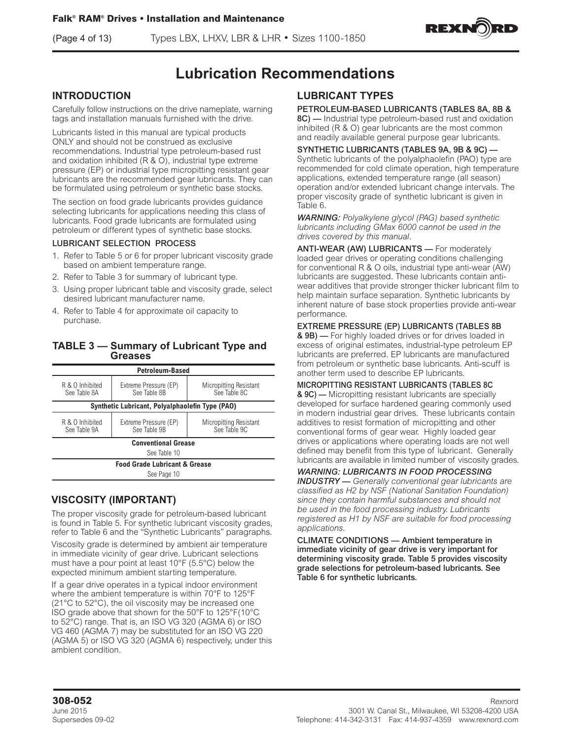# Lubrication Recommendations

## INTRODUCTION

Carefully follow instructions on the drive nameplate, warning tags and installation manuals furnished with the drive.

Lubricants listed in this manual are typical products ONLY and should not be construed as exclusive recommendations. Industrial type petroleum-based rust and oxidation inhibited (R & O), industrial type extreme pressure (EP) or industrial type micropitting resistant gear lubricants are the recommended gear lubricants. They can be formulated using petroleum or synthetic base stocks.

The section on food grade lubricants provides guidance selecting lubricants for applications needing this class of lubricants. Food grade lubricants are formulated using petroleum or different types of synthetic base stocks.

### LUBRICANT SELECTION PROCESS

1. Refer to Table 5 or 6 for proper lubricant viscosity grade based on ambient temperature range.
2. Refer to Table 3 for summary of lubricant type.
3. Using proper lubricant table and viscosity grade, select desired lubricant manufacturer name.
4. Refer to Table 4 for approximate oil capacity to purchase.

### TABLE 3 — Summary of Lubricant Type and Greases

| Petroleum-Based | | |
|---|---|---|
| R & O Inhibited See Table 8A | Extreme Pressure (EP) See Table 8B | Micropitting Resistant See Table 8C |
| **Synthetic Lubricant, Polyalphaolefin Type (PAO)** | | |
| R & O Inhibited See Table 9A | Extreme Pressure (EP) See Table 9B | Micropitting Resistant See Table 9C |
| **Conventional Grease** See Table 10 | | |
| **Food Grade Lubricant & Grease** See Page 10 | | |

## VISCOSITY (IMPORTANT)

The proper viscosity grade for petroleum-based lubricant is found in Table 5. For synthetic lubricant viscosity grades, refer to Table 6 and the "Synthetic Lubricants" paragraphs.

Viscosity grade is determined by ambient air temperature in immediate vicinity of gear drive. Lubricant selections must have a pour point at least 10°F (5.5°C) below the expected minimum ambient starting temperature.

If a gear drive operates in a typical indoor environment where the ambient temperature is within 70°F to 125°F (21°C to 52°C), the oil viscosity may be increased one ISO grade above that shown for the 50°F to 125°F(10°C to 52°C) range. That is, an ISO VG 320 (AGMA 6) or ISO VG 460 (AGMA 7) may be substituted for an ISO VG 220 (AGMA 5) or ISO VG 320 (AGMA 6) respectively, under this ambient condition.

## LUBRICANT TYPES

**PETROLEUM-BASED LUBRICANTS (TABLES 8A, 8B & 8C) —** Industrial type petroleum-based rust and oxidation inhibited (R & O) gear lubricants are the most common and readily available general purpose gear lubricants.

**SYNTHETIC LUBRICANTS (TABLES 9A, 9B & 9C) —** Synthetic lubricants of the polyalphaolefin (PAO) type are recommended for cold climate operation, high temperature applications, extended temperature range (all season) operation and/or extended lubricant change intervals. The proper viscosity grade of synthetic lubricant is given in Table 6.

***WARNING:*** *Polyalkylene glycol (PAG) based synthetic lubricants including GMax 6000 cannot be used in the drives covered by this manual.*

**ANTI-WEAR (AW) LUBRICANTS —** For moderately loaded gear drives or operating conditions challenging for conventional R & O oils, industrial type anti-wear (AW) lubricants are suggested. These lubricants contain anti-wear additives that provide stronger thicker lubricant film to help maintain surface separation. Synthetic lubricants by inherent nature of base stock properties provide anti-wear performance.

**EXTREME PRESSURE (EP) LUBRICANTS (TABLES 8B & 9B) —** For highly loaded drives or for drives loaded in excess of original estimates, industrial-type petroleum EP lubricants are preferred. EP lubricants are manufactured from petroleum or synthetic base lubricants. Anti-scuff is another term used to describe EP lubricants.

**MICROPITTING RESISTANT LUBRICANTS (TABLES 8C & 9C) —** Micropitting resistant lubricants are specially developed for surface hardened gearing commonly used in modern industrial gear drives. These lubricants contain additives to resist formation of micropitting and other conventional forms of gear wear. Highly loaded gear drives or applications where operating loads are not well defined may benefit from this type of lubricant. Generally lubricants are available in limited number of viscosity grades.

***WARNING: LUBRICANTS IN FOOD PROCESSING INDUSTRY —*** *Generally conventional gear lubricants are classified as H2 by NSF (National Sanitation Foundation) since they contain harmful substances and should not be used in the food processing industry. Lubricants registered as H1 by NSF are suitable for food processing applications.*

**CLIMATE CONDITIONS — Ambient temperature in immediate vicinity of gear drive is very important for determining viscosity grade. Table 5 provides viscosity grade selections for petroleum-based lubricants. See Table 6 for synthetic lubricants.**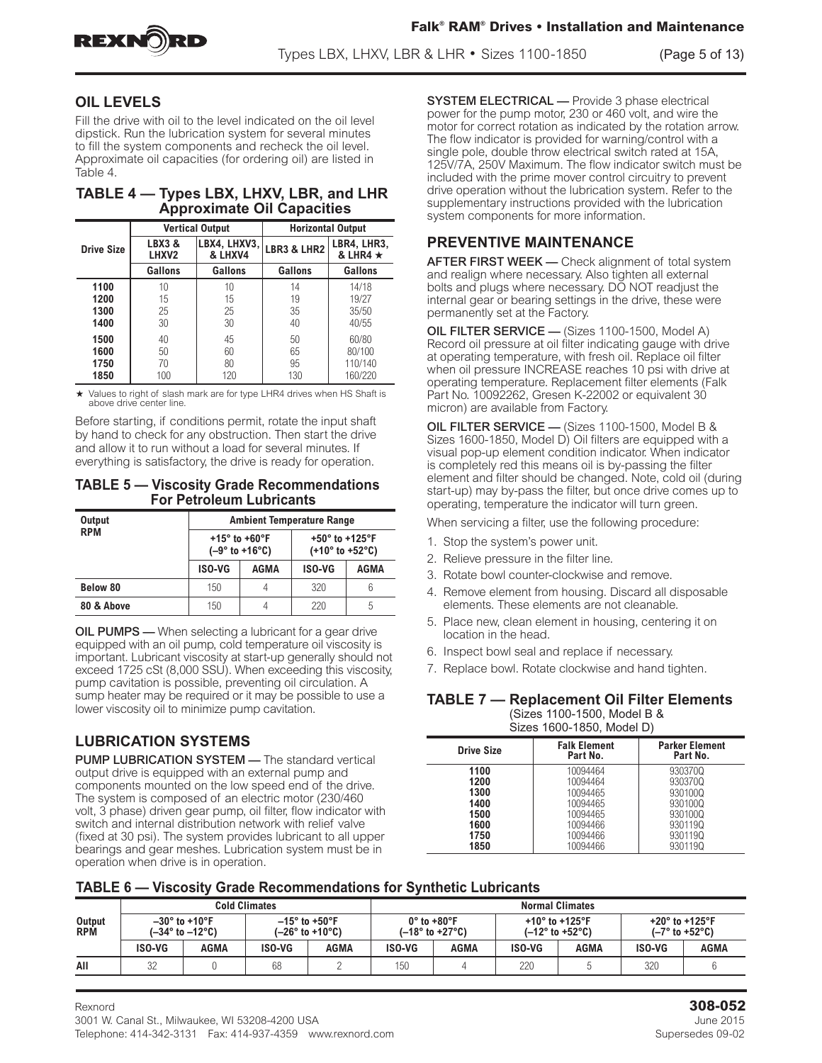## OIL LEVELS

Fill the drive with oil to the level indicated on the oil level dipstick. Run the lubrication system for several minutes to fill the system components and recheck the oil level. Approximate oil capacities (for ordering oil) are listed in Table 4.

### TABLE 4 — Types LBX, LHXV, LBR, and LHR Approximate Oil Capacities

| Drive Size | Vertical Output | | Horizontal Output | |
|---|---|---|---|---|
| | LBX3 & LHXV2 | LBX4, LHXV3, & LHXV4 | LBR3 & LHR2 | LBR4, LHR3, & LHR4 ★ |
| | Gallons | Gallons | Gallons | Gallons |
| 1100 | 10 | 10 | 14 | 14/18 |
| 1200 | 15 | 15 | 19 | 19/27 |
| 1300 | 25 | 25 | 35 | 35/50 |
| 1400 | 30 | 30 | 40 | 40/55 |
| 1500 | 40 | 45 | 50 | 60/80 |
| 1600 | 50 | 60 | 65 | 80/100 |
| 1750 | 70 | 80 | 95 | 110/140 |
| 1850 | 100 | 120 | 130 | 160/220 |

★ Values to right of slash mark are for type LHR4 drives when HS Shaft is above drive center line.

Before starting, if conditions permit, rotate the input shaft by hand to check for any obstruction. Then start the drive and allow it to run without a load for several minutes. If everything is satisfactory, the drive is ready for operation.

### TABLE 5 — Viscosity Grade Recommendations For Petroleum Lubricants

| Output RPM | Ambient Temperature Range | | | |
|---|---|---|---|---|
| | +15° to +60°F (–9° to +16°C) | | +50° to +125°F (+10° to +52°C) | |
| | ISO-VG | AGMA | ISO-VG | AGMA |
| Below 80 | 150 | 4 | 320 | 6 |
| 80 & Above | 150 | 4 | 220 | 5 |

**OIL PUMPS —** When selecting a lubricant for a gear drive equipped with an oil pump, cold temperature oil viscosity is important. Lubricant viscosity at start-up generally should not exceed 1725 cSt (8,000 SSU). When exceeding this viscosity, pump cavitation is possible, preventing oil circulation. A sump heater may be required or it may be possible to use a lower viscosity oil to minimize pump cavitation.

## LUBRICATION SYSTEMS

**PUMP LUBRICATION SYSTEM —** The standard vertical output drive is equipped with an external pump and components mounted on the low speed end of the drive. The system is composed of an electric motor (230/460 volt, 3 phase) driven gear pump, oil filter, flow indicator with switch and internal distribution network with relief valve (fixed at 30 psi). The system provides lubricant to all upper bearings and gear meshes. Lubrication system must be in operation when drive is in operation.

**SYSTEM ELECTRICAL —** Provide 3 phase electrical power for the pump motor, 230 or 460 volt, and wire the motor for correct rotation as indicated by the rotation arrow. The flow indicator is provided for warning/control with a single pole, double throw electrical switch rated at 15A, 125V/7A, 250V Maximum. The flow indicator switch must be included with the prime mover control circuitry to prevent drive operation without the lubrication system. Refer to the supplementary instructions provided with the lubrication system components for more information.

## PREVENTIVE MAINTENANCE

**AFTER FIRST WEEK —** Check alignment of total system and realign where necessary. Also tighten all external bolts and plugs where necessary. DO NOT readjust the internal gear or bearing settings in the drive, these were permanently set at the Factory.

**OIL FILTER SERVICE —** (Sizes 1100-1500, Model A) Record oil pressure at oil filter indicating gauge with drive at operating temperature, with fresh oil. Replace oil filter when oil pressure INCREASE reaches 10 psi with drive at operating temperature. Replacement filter elements (Falk Part No. 10092262, Gresen K-22002 or equivalent 30 micron) are available from Factory.

**OIL FILTER SERVICE —** (Sizes 1100-1500, Model B & Sizes 1600-1850, Model D) Oil filters are equipped with a visual pop-up element condition indicator. When indicator is completely red this means oil is by-passing the filter element and filter should be changed. Note, cold oil (during start-up) may by-pass the filter, but once drive comes up to operating, temperature the indicator will turn green.

When servicing a filter, use the following procedure:

1. Stop the system's power unit.
2. Relieve pressure in the filter line.
3. Rotate bowl counter-clockwise and remove.
4. Remove element from housing. Discard all disposable elements. These elements are not cleanable.
5. Place new, clean element in housing, centering it on location in the head.
6. Inspect bowl seal and replace if necessary.
7. Replace bowl. Rotate clockwise and hand tighten.

### TABLE 7 — Replacement Oil Filter Elements
(Sizes 1100-1500, Model B & Sizes 1600-1850, Model D)

| Drive Size | Falk Element Part No. | Parker Element Part No. |
|---|---|---|
| 1100 | 10094464 | 930370Q |
| 1200 | 10094464 | 930370Q |
| 1300 | 10094465 | 930100Q |
| 1400 | 10094465 | 930100Q |
| 1500 | 10094465 | 930100Q |
| 1600 | 10094466 | 930119Q |
| 1750 | 10094466 | 930119Q |
| 1850 | 10094466 | 930119Q |

### TABLE 6 — Viscosity Grade Recommendations for Synthetic Lubricants

| Output RPM | Cold Climates | | | | Normal Climates | | | | | |
|---|---|---|---|---|---|---|---|---|---|---|
| | –30° to +10°F (–34° to –12°C) | | –15° to +50°F (–26° to +10°C) | | 0° to +80°F (–18° to +27°C) | | +10° to +125°F (–12° to +52°C) | | +20° to +125°F (–7° to +52°C) | |
| | ISO-VG | AGMA | ISO-VG | AGMA | ISO-VG | AGMA | ISO-VG | AGMA | ISO-VG | AGMA |
| All | 32 | 0 | 68 | 2 | 150 | 4 | 220 | 5 | 320 | 6 |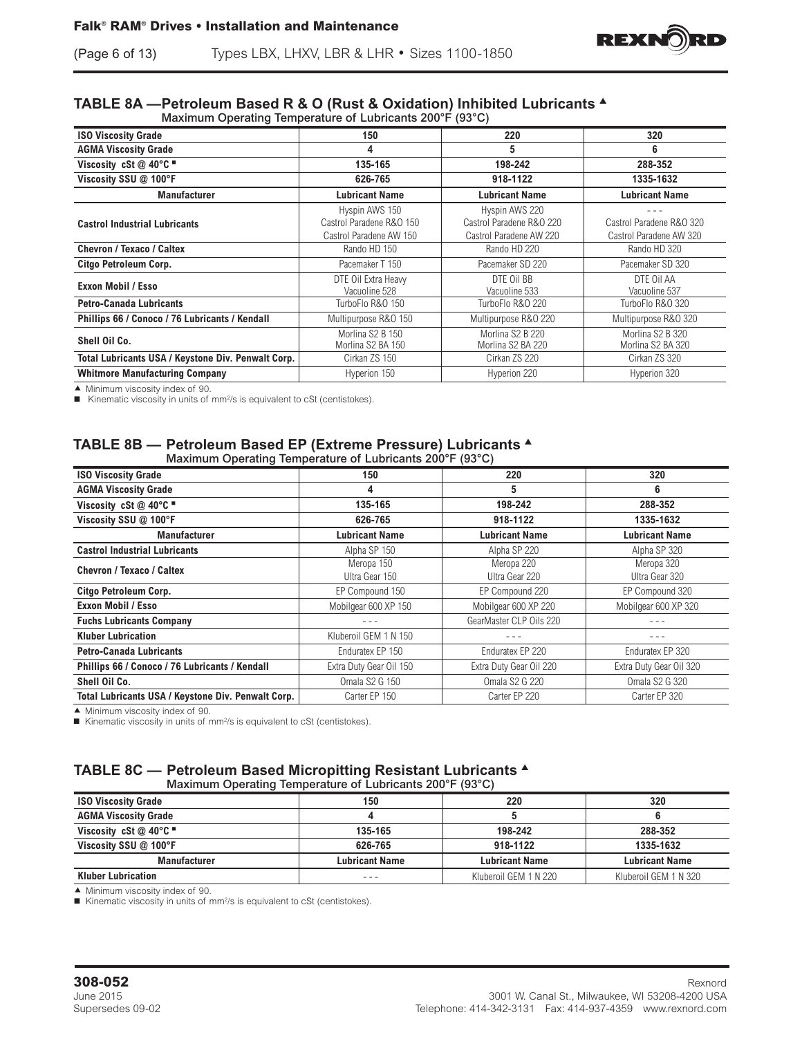## TABLE 8A —Petroleum Based R & O (Rust & Oxidation) Inhibited Lubricants ▲

Maximum Operating Temperature of Lubricants 200°F (93°C)

| ISO Viscosity Grade | 150 | 220 | 320 |
|---|---|---|---|
| AGMA Viscosity Grade | 4 | 5 | 6 |
| Viscosity cSt @ 40°C ■ | 135-165 | 198-242 | 288-352 |
| Viscosity SSU @ 100°F | 626-765 | 918-1122 | 1335-1632 |
| **Manufacturer** | **Lubricant Name** | **Lubricant Name** | **Lubricant Name** |
| Castrol Industrial Lubricants | Hyspin AWS 150<br>Castrol Paradene R&O 150<br>Castrol Paradene AW 150 | Hyspin AWS 220<br>Castrol Paradene R&O 220<br>Castrol Paradene AW 220 | - - -<br>Castrol Paradene R&O 320<br>Castrol Paradene AW 320 |
| Chevron / Texaco / Caltex | Rando HD 150 | Rando HD 220 | Rando HD 320 |
| Citgo Petroleum Corp. | Pacemaker T 150 | Pacemaker SD 220 | Pacemaker SD 320 |
| Exxon Mobil / Esso | DTE Oil Extra Heavy<br>Vacuoline 528 | DTE Oil BB<br>Vacuoline 533 | DTE Oil AA<br>Vacuoline 537 |
| Petro-Canada Lubricants | TurboFlo R&O 150 | TurboFlo R&O 220 | TurboFlo R&O 320 |
| Phillips 66 / Conoco / 76 Lubricants / Kendall | Multipurpose R&O 150 | Multipurpose R&O 220 | Multipurpose R&O 320 |
| Shell Oil Co. | Morlina S2 B 150<br>Morlina S2 BA 150 | Morlina S2 B 220<br>Morlina S2 BA 220 | Morlina S2 B 320<br>Morlina S2 BA 320 |
| Total Lubricants USA / Keystone Div. Penwalt Corp. | Cirkan ZS 150 | Cirkan ZS 220 | Cirkan ZS 320 |
| Whitmore Manufacturing Company | Hyperion 150 | Hyperion 220 | Hyperion 320 |

▲ Minimum viscosity index of 90.
■ Kinematic viscosity in units of $mm^2/s$ is equivalent to cSt (centistokes).

## TABLE 8B — Petroleum Based EP (Extreme Pressure) Lubricants ▲

Maximum Operating Temperature of Lubricants 200°F (93°C)

| ISO Viscosity Grade | 150 | 220 | 320 |
|---|---|---|---|
| AGMA Viscosity Grade | 4 | 5 | 6 |
| Viscosity cSt @ 40°C ■ | 135-165 | 198-242 | 288-352 |
| Viscosity SSU @ 100°F | 626-765 | 918-1122 | 1335-1632 |
| **Manufacturer** | **Lubricant Name** | **Lubricant Name** | **Lubricant Name** |
| Castrol Industrial Lubricants | Alpha SP 150 | Alpha SP 220 | Alpha SP 320 |
| Chevron / Texaco / Caltex | Meropa 150<br>Ultra Gear 150 | Meropa 220<br>Ultra Gear 220 | Meropa 320<br>Ultra Gear 320 |
| Citgo Petroleum Corp. | EP Compound 150 | EP Compound 220 | EP Compound 320 |
| Exxon Mobil / Esso | Mobilgear 600 XP 150 | Mobilgear 600 XP 220 | Mobilgear 600 XP 320 |
| Fuchs Lubricants Company | - - - | GearMaster CLP Oils 220 | - - - |
| Kluber Lubrication | Kluberoil GEM 1 N 150 | - - - | - - - |
| Petro-Canada Lubricants | Enduratex EP 150 | Enduratex EP 220 | Enduratex EP 320 |
| Phillips 66 / Conoco / 76 Lubricants / Kendall | Extra Duty Gear Oil 150 | Extra Duty Gear Oil 220 | Extra Duty Gear Oil 320 |
| Shell Oil Co. | Omala S2 G 150 | Omala S2 G 220 | Omala S2 G 320 |
| Total Lubricants USA / Keystone Div. Penwalt Corp. | Carter EP 150 | Carter EP 220 | Carter EP 320 |

▲ Minimum viscosity index of 90.
■ Kinematic viscosity in units of $mm^2/s$ is equivalent to cSt (centistokes).

## TABLE 8C — Petroleum Based Micropitting Resistant Lubricants ▲

Maximum Operating Temperature of Lubricants 200°F (93°C)

| ISO Viscosity Grade | 150 | 220 | 320 |
|---|---|---|---|
| AGMA Viscosity Grade | 4 | 5 | 6 |
| Viscosity cSt @ 40°C ■ | 135-165 | 198-242 | 288-352 |
| Viscosity SSU @ 100°F | 626-765 | 918-1122 | 1335-1632 |
| **Manufacturer** | **Lubricant Name** | **Lubricant Name** | **Lubricant Name** |
| Kluber Lubrication | - - - | Kluberoil GEM 1 N 220 | Kluberoil GEM 1 N 320 |

▲ Minimum viscosity index of 90.
■ Kinematic viscosity in units of $mm^2/s$ is equivalent to cSt (centistokes).

**308-052**
June 2015
Supersedes 09-02

Rexnord
3001 W. Canal St., Milwaukee, WI 53208-4200 USA
Telephone: 414-342-3131 Fax: 414-937-4359 www.rexnord.com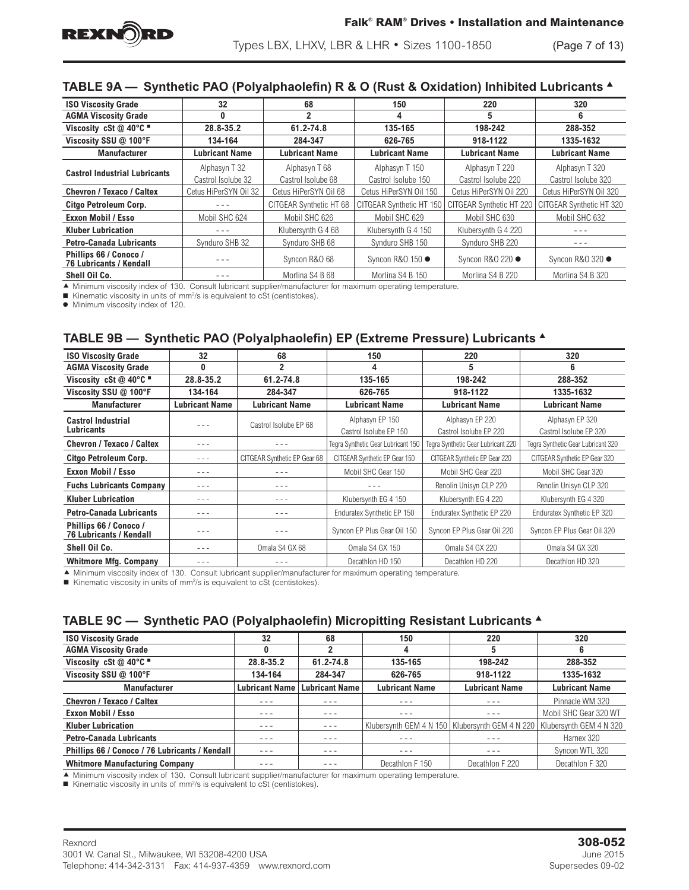## TABLE 9A — Synthetic PAO (Polyalphaolefin) R & O (Rust & Oxidation) Inhibited Lubricants ▲

| ISO Viscosity Grade | 32 | 68 | 150 | 220 | 320 |
|---|---|---|---|---|---|
| AGMA Viscosity Grade | 0 | 2 | 4 | 5 | 6 |
| Viscosity cSt @ 40°C ■ | 28.8-35.2 | 61.2-74.8 | 135-165 | 198-242 | 288-352 |
| Viscosity SSU @ 100°F | 134-164 | 284-347 | 626-765 | 918-1122 | 1335-1632 |
| **Manufacturer** | **Lubricant Name** | **Lubricant Name** | **Lubricant Name** | **Lubricant Name** | **Lubricant Name** |
| Castrol Industrial Lubricants | Alphasyn T 32<br>Castrol Isolube 32 | Alphasyn T 68<br>Castrol Isolube 68 | Alphasyn T 150<br>Castrol Isolube 150 | Alphasyn T 220<br>Castrol Isolube 220 | Alphasyn T 320<br>Castrol Isolube 320 |
| Chevron / Texaco / Caltex | Cetus HiPerSYN Oil 32 | Cetus HiPerSYN Oil 68 | Cetus HiPerSYN Oil 150 | Cetus HiPerSYN Oil 220 | Cetus HiPerSYN Oil 320 |
| Citgo Petroleum Corp. | - - - | CITGEAR Synthetic HT 68 | CITGEAR Synthetic HT 150 | CITGEAR Synthetic HT 220 | CITGEAR Synthetic HT 320 |
| Exxon Mobil / Esso | Mobil SHC 624 | Mobil SHC 626 | Mobil SHC 629 | Mobil SHC 630 | Mobil SHC 632 |
| Kluber Lubrication | - - - | Klubersynth G 4 68 | Klubersynth G 4 150 | Klubersynth G 4 220 | - - - |
| Petro-Canada Lubricants | Synduro SHB 32 | Synduro SHB 68 | Synduro SHB 150 | Synduro SHB 220 | - - - |
| Phillips 66 / Conoco / 76 Lubricants / Kendall | - - - | Syncon R&O 68 | Syncon R&O 150 ● | Syncon R&O 220 ● | Syncon R&O 320 ● |
| Shell Oil Co. | - - - | Morlina S4 B 68 | Morlina S4 B 150 | Morlina S4 B 220 | Morlina S4 B 320 |

▲ Minimum viscosity index of 130. Consult lubricant supplier/manufacturer for maximum operating temperature.
■ Kinematic viscosity in units of $mm^2/s$ is equivalent to cSt (centistokes).
● Minimum viscosity index of 120.

## TABLE 9B — Synthetic PAO (Polyalphaolefin) EP (Extreme Pressure) Lubricants ▲

| ISO Viscosity Grade | 32 | 68 | 150 | 220 | 320 |
|---|---|---|---|---|---|
| AGMA Viscosity Grade | 0 | 2 | 4 | 5 | 6 |
| Viscosity cSt @ 40°C ■ | 28.8-35.2 | 61.2-74.8 | 135-165 | 198-242 | 288-352 |
| Viscosity SSU @ 100°F | 134-164 | 284-347 | 626-765 | 918-1122 | 1335-1632 |
| **Manufacturer** | **Lubricant Name** | **Lubricant Name** | **Lubricant Name** | **Lubricant Name** | **Lubricant Name** |
| Castrol Industrial Lubricants | - - - | Castrol Isolube EP 68 | Alphasyn EP 150<br>Castrol Isolube EP 150 | Alphasyn EP 220<br>Castrol Isolube EP 220 | Alphasyn EP 320<br>Castrol Isolube EP 320 |
| Chevron / Texaco / Caltex | - - - | - - - | Tegra Synthetic Gear Lubricant 150 | Tegra Synthetic Gear Lubricant 220 | Tegra Synthetic Gear Lubricant 320 |
| Citgo Petroleum Corp. | - - - | CITGEAR Synthetic EP Gear 68 | CITGEAR Synthetic EP Gear 150 | CITGEAR Synthetic EP Gear 220 | CITGEAR Synthetic EP Gear 320 |
| Exxon Mobil / Esso | - - - | - - - | Mobil SHC Gear 150 | Mobil SHC Gear 220 | Mobil SHC Gear 320 |
| Fuchs Lubricants Company | - - - | - - - | - - - | Renolin Unisyn CLP 220 | Renolin Unisyn CLP 320 |
| Kluber Lubrication | - - - | - - - | Klubersynth EG 4 150 | Klubersynth EG 4 220 | Klubersynth EG 4 320 |
| Petro-Canada Lubricants | - - - | - - - | Enduratex Synthetic EP 150 | Enduratex Synthetic EP 220 | Enduratex Synthetic EP 320 |
| Phillips 66 / Conoco / 76 Lubricants / Kendall | - - - | - - - | Syncon EP Plus Gear Oil 150 | Syncon EP Plus Gear Oil 220 | Syncon EP Plus Gear Oil 320 |
| Shell Oil Co. | - - - | Omala S4 GX 68 | Omala S4 GX 150 | Omala S4 GX 220 | Omala S4 GX 320 |
| Whitmore Mfg. Company | - - - | - - - | Decathlon HD 150 | Decathlon HD 220 | Decathlon HD 320 |

▲ Minimum viscosity index of 130. Consult lubricant supplier/manufacturer for maximum operating temperature.
■ Kinematic viscosity in units of $mm^2/s$ is equivalent to cSt (centistokes).

## TABLE 9C — Synthetic PAO (Polyalphaolefin) Micropitting Resistant Lubricants ▲

| ISO Viscosity Grade | 32 | 68 | 150 | 220 | 320 |
|---|---|---|---|---|---|
| AGMA Viscosity Grade | 0 | 2 | 4 | 5 | 6 |
| Viscosity cSt @ 40°C ■ | 28.8-35.2 | 61.2-74.8 | 135-165 | 198-242 | 288-352 |
| Viscosity SSU @ 100°F | 134-164 | 284-347 | 626-765 | 918-1122 | 1335-1632 |
| **Manufacturer** | **Lubricant Name** | **Lubricant Name** | **Lubricant Name** | **Lubricant Name** | **Lubricant Name** |
| Chevron / Texaco / Caltex | - - - | - - - | - - - | - - - | Pinnacle WM 320 |
| Exxon Mobil / Esso | - - - | - - - | - - - | - - - | Mobil SHC Gear 320 WT |
| Kluber Lubrication | - - - | - - - | Klubersynth GEM 4 N 150 | Klubersynth GEM 4 N 220 | Klubersynth GEM 4 N 320 |
| Petro-Canada Lubricants | - - - | - - - | - - - | - - - | Harnex 320 |
| Phillips 66 / Conoco / 76 Lubricants / Kendall | - - - | - - - | - - - | - - - | Syncon WTL 320 |
| Whitmore Manufacturing Company | - - - | - - - | Decathlon F 150 | Decathlon F 220 | Decathlon F 320 |

▲ Minimum viscosity index of 130. Consult lubricant supplier/manufacturer for maximum operating temperature.
■ Kinematic viscosity in units of $mm^2/s$ is equivalent to cSt (centistokes).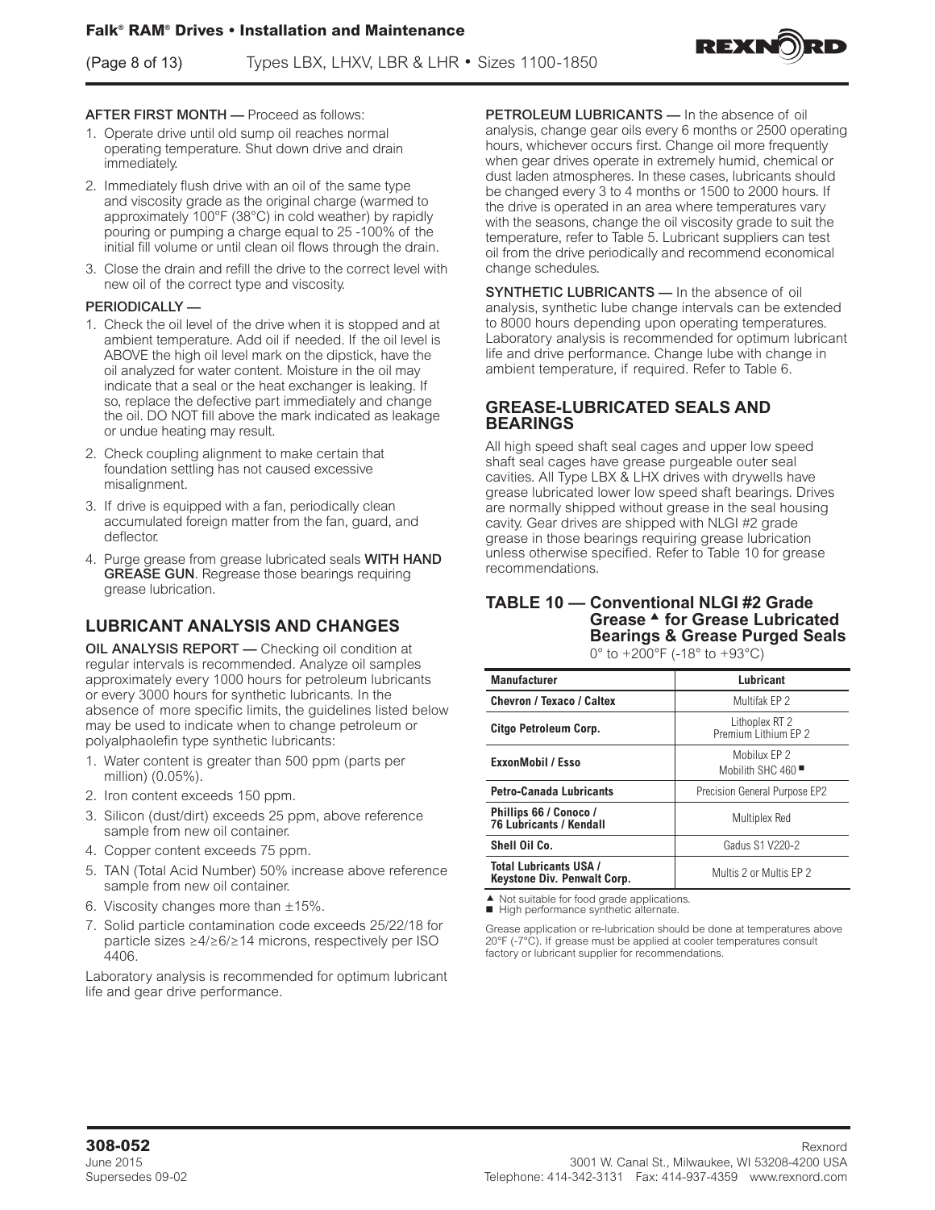**AFTER FIRST MONTH —** Proceed as follows:

1. Operate drive until old sump oil reaches normal operating temperature. Shut down drive and drain immediately.
2. Immediately flush drive with an oil of the same type and viscosity grade as the original charge (warmed to approximately 100°F (38°C) in cold weather) by rapidly pouring or pumping a charge equal to 25 -100% of the initial fill volume or until clean oil flows through the drain.
3. Close the drain and refill the drive to the correct level with new oil of the correct type and viscosity.

**PERIODICALLY —**

1. Check the oil level of the drive when it is stopped and at ambient temperature. Add oil if needed. If the oil level is ABOVE the high oil level mark on the dipstick, have the oil analyzed for water content. Moisture in the oil may indicate that a seal or the heat exchanger is leaking. If so, replace the defective part immediately and change the oil. DO NOT fill above the mark indicated as leakage or undue heating may result.
2. Check coupling alignment to make certain that foundation settling has not caused excessive misalignment.
3. If drive is equipped with a fan, periodically clean accumulated foreign matter from the fan, guard, and deflector.
4. Purge grease from grease lubricated seals **WITH HAND GREASE GUN**. Regrease those bearings requiring grease lubrication.

## LUBRICANT ANALYSIS AND CHANGES

**OIL ANALYSIS REPORT —** Checking oil condition at regular intervals is recommended. Analyze oil samples approximately every 1000 hours for petroleum lubricants or every 3000 hours for synthetic lubricants. In the absence of more specific limits, the guidelines listed below may be used to indicate when to change petroleum or polyalphaolefin type synthetic lubricants:

1. Water content is greater than 500 ppm (parts per million) (0.05%).
2. Iron content exceeds 150 ppm.
3. Silicon (dust/dirt) exceeds 25 ppm, above reference sample from new oil container.
4. Copper content exceeds 75 ppm.
5. TAN (Total Acid Number) 50% increase above reference sample from new oil container.
6. Viscosity changes more than ±15%.
7. Solid particle contamination code exceeds 25/22/18 for particle sizes ≥4/≥6/≥14 microns, respectively per ISO 4406.

Laboratory analysis is recommended for optimum lubricant life and gear drive performance.

**PETROLEUM LUBRICANTS —** In the absence of oil analysis, change gear oils every 6 months or 2500 operating hours, whichever occurs first. Change oil more frequently when gear drives operate in extremely humid, chemical or dust laden atmospheres. In these cases, lubricants should be changed every 3 to 4 months or 1500 to 2000 hours. If the drive is operated in an area where temperatures vary with the seasons, change the oil viscosity grade to suit the temperature, refer to Table 5. Lubricant suppliers can test oil from the drive periodically and recommend economical change schedules.

**SYNTHETIC LUBRICANTS —** In the absence of oil analysis, synthetic lube change intervals can be extended to 8000 hours depending upon operating temperatures. Laboratory analysis is recommended for optimum lubricant life and drive performance. Change lube with change in ambient temperature, if required. Refer to Table 6.

## GREASE-LUBRICATED SEALS AND BEARINGS

All high speed shaft seal cages and upper low speed shaft seal cages have grease purgeable outer seal cavities. All Type LBX & LHX drives with drywells have grease lubricated lower low speed shaft bearings. Drives are normally shipped without grease in the seal housing cavity. Gear drives are shipped with NLGI #2 grade grease in those bearings requiring grease lubrication unless otherwise specified. Refer to Table 10 for grease recommendations.

### TABLE 10 — Conventional NLGI #2 Grade Grease ▲ for Grease Lubricated Bearings & Grease Purged Seals

0° to +200°F (-18° to +93°C)

| Manufacturer | Lubricant |
|---|---|
| Chevron / Texaco / Caltex | Multifak EP 2 |
| Citgo Petroleum Corp. | Lithoplex RT 2<br>Premium Lithium EP 2 |
| ExxonMobil / Esso | Mobilux EP 2<br>Mobilith SHC 460 ■ |
| Petro-Canada Lubricants | Precision General Purpose EP2 |
| Phillips 66 / Conoco / 76 Lubricants / Kendall | Multiplex Red |
| Shell Oil Co. | Gadus S1 V220-2 |
| Total Lubricants USA / Keystone Div. Penwalt Corp. | Multis 2 or Multis EP 2 |

▲ Not suitable for food grade applications.
■ High performance synthetic alternate.

Grease application or re-lubrication should be done at temperatures above 20°F (-7°C). If grease must be applied at cooler temperatures consult factory or lubricant supplier for recommendations.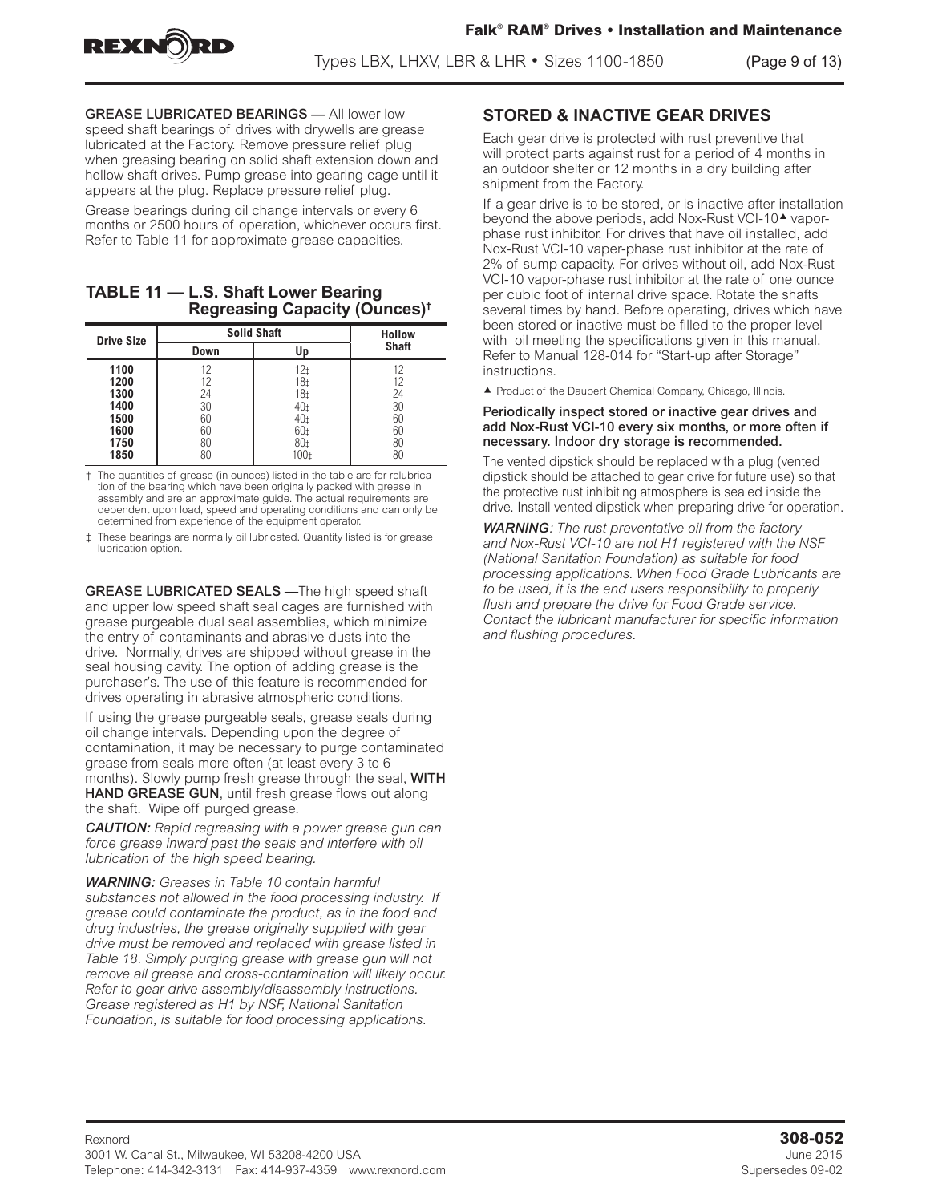**GREASE LUBRICATED BEARINGS —** All lower low speed shaft bearings of drives with drywells are grease lubricated at the Factory. Remove pressure relief plug when greasing bearing on solid shaft extension down and hollow shaft drives. Pump grease into gearing cage until it appears at the plug. Replace pressure relief plug.

Grease bearings during oil change intervals or every 6 months or 2500 hours of operation, whichever occurs first. Refer to Table 11 for approximate grease capacities.

## TABLE 11 — L.S. Shaft Lower Bearing Regreasing Capacity (Ounces)†

| Drive Size | Solid Shaft | | Hollow Shaft |
|---|---|---|---|
| | Down | Up | |
| 1100 | 12 | 12‡ | 12 |
| 1200 | 12 | 18‡ | 12 |
| 1300 | 24 | 18‡ | 24 |
| 1400 | 30 | 40‡ | 30 |
| 1500 | 60 | 40‡ | 60 |
| 1600 | 60 | 60‡ | 60 |
| 1750 | 80 | 80‡ | 80 |
| 1850 | 80 | 100‡ | 80 |

† The quantities of grease (in ounces) listed in the table are for relubrication of the bearing which have been originally packed with grease in assembly and are an approximate guide. The actual requirements are dependent upon load, speed and operating conditions and can only be determined from experience of the equipment operator.

‡ These bearings are normally oil lubricated. Quantity listed is for grease lubrication option.

**GREASE LUBRICATED SEALS —**The high speed shaft and upper low speed shaft seal cages are furnished with grease purgeable dual seal assemblies, which minimize the entry of contaminants and abrasive dusts into the drive. Normally, drives are shipped without grease in the seal housing cavity. The option of adding grease is the purchaser's. The use of this feature is recommended for drives operating in abrasive atmospheric conditions.

If using the grease purgeable seals, grease seals during oil change intervals. Depending upon the degree of contamination, it may be necessary to purge contaminated grease from seals more often (at least every 3 to 6 months). Slowly pump fresh grease through the seal, **WITH HAND GREASE GUN**, until fresh grease flows out along the shaft. Wipe off purged grease.

***CAUTION:*** *Rapid regreasing with a power grease gun can force grease inward past the seals and interfere with oil lubrication of the high speed bearing.*

***WARNING:*** *Greases in Table 10 contain harmful substances not allowed in the food processing industry. If grease could contaminate the product, as in the food and drug industries, the grease originally supplied with gear drive must be removed and replaced with grease listed in Table 18. Simply purging grease with grease gun will not remove all grease and cross-contamination will likely occur. Refer to gear drive assembly/disassembly instructions. Grease registered as H1 by NSF, National Sanitation Foundation, is suitable for food processing applications.*

## STORED & INACTIVE GEAR DRIVES

Each gear drive is protected with rust preventive that will protect parts against rust for a period of 4 months in an outdoor shelter or 12 months in a dry building after shipment from the Factory.

If a gear drive is to be stored, or is inactive after installation beyond the above periods, add Nox-Rust VCI-10▲ vapor-phase rust inhibitor. For drives that have oil installed, add Nox-Rust VCI-10 vaper-phase rust inhibitor at the rate of 2% of sump capacity. For drives without oil, add Nox-Rust VCI-10 vapor-phase rust inhibitor at the rate of one ounce per cubic foot of internal drive space. Rotate the shafts several times by hand. Before operating, drives which have been stored or inactive must be filled to the proper level with oil meeting the specifications given in this manual. Refer to Manual 128-014 for "Start-up after Storage" instructions.

▲ Product of the Daubert Chemical Company, Chicago, Illinois.

**Periodically inspect stored or inactive gear drives and add Nox-Rust VCI-10 every six months, or more often if necessary. Indoor dry storage is recommended.**

The vented dipstick should be replaced with a plug (vented dipstick should be attached to gear drive for future use) so that the protective rust inhibiting atmosphere is sealed inside the drive. Install vented dipstick when preparing drive for operation.

***WARNING****: The rust preventative oil from the factory and Nox-Rust VCI-10 are not H1 registered with the NSF (National Sanitation Foundation) as suitable for food processing applications. When Food Grade Lubricants are to be used, it is the end users responsibility to properly flush and prepare the drive for Food Grade service. Contact the lubricant manufacturer for specific information and flushing procedures.*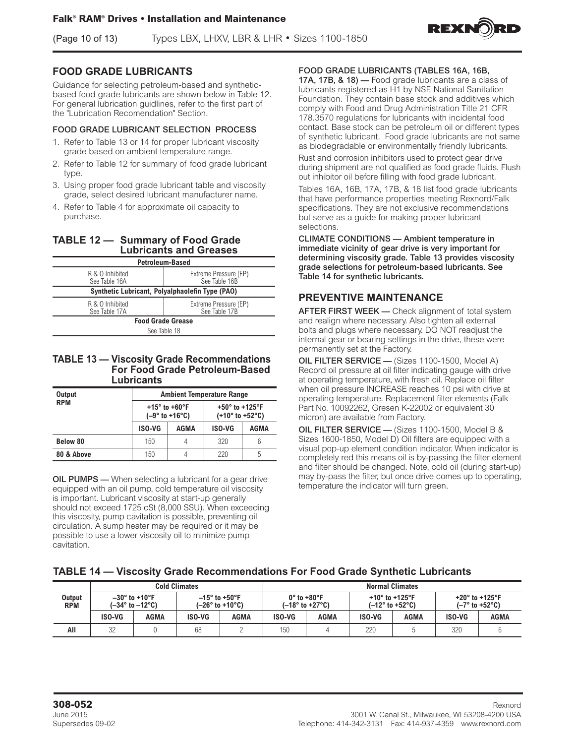## FOOD GRADE LUBRICANTS

Guidance for selecting petroleum-based and synthetic-based food grade lubricants are shown below in Table 12. For general lubrication guidlines, refer to the first part of the "Lubrication Recomendation" Section.

### FOOD GRADE LUBRICANT SELECTION PROCESS

1. Refer to Table 13 or 14 for proper lubricant viscosity grade based on ambient temperature range.
2. Refer to Table 12 for summary of food grade lubricant type.
3. Using proper food grade lubricant table and viscosity grade, select desired lubricant manufacturer name.
4. Refer to Table 4 for approximate oil capacity to purchase.

### TABLE 12 — Summary of Food Grade Lubricants and Greases

| Petroleum-Based | |
|---|---|
| R & O Inhibited See Table 16A | Extreme Pressure (EP) See Table 16B |
| **Synthetic Lubricant, Polyalphaolefin Type (PAO)** | |
| R & O Inhibited See Table 17A | Extreme Pressure (EP) See Table 17B |
| **Food Grade Grease** | |
| See Table 18 | |

### TABLE 13 — Viscosity Grade Recommendations For Food Grade Petroleum-Based Lubricants

| Output RPM | Ambient Temperature Range | | | |
|---|---|---|---|---|
| | +15° to +60°F (–9° to +16°C) | | +50° to +125°F (+10° to +52°C) | |
| | ISO-VG | AGMA | ISO-VG | AGMA |
| **Below 80** | 150 | 4 | 320 | 6 |
| **80 & Above** | 150 | 4 | 220 | 5 |

**OIL PUMPS —** When selecting a lubricant for a gear drive equipped with an oil pump, cold temperature oil viscosity is important. Lubricant viscosity at start-up generally should not exceed 1725 cSt (8,000 SSU). When exceeding this viscosity, pump cavitation is possible, preventing oil circulation. A sump heater may be required or it may be possible to use a lower viscosity oil to minimize pump cavitation.

**FOOD GRADE LUBRICANTS (TABLES 16A, 16B, 17A, 17B, & 18) —** Food grade lubricants are a class of lubricants registered as H1 by NSF, National Sanitation Foundation. They contain base stock and additives which comply with Food and Drug Administration Title 21 CFR 178.3570 regulations for lubricants with incidental food contact. Base stock can be petroleum oil or different types of synthetic lubricant. Food grade lubricants are not same as biodegradable or environmentally friendly lubricants.

Rust and corrosion inhibitors used to protect gear drive during shipment are not qualified as food grade fluids. Flush out inhibitor oil before filling with food grade lubricant.

Tables 16A, 16B, 17A, 17B, & 18 list food grade lubricants that have performance properties meeting Rexnord/Falk specifications. They are not exclusive recommendations but serve as a guide for making proper lubricant selections.

**CLIMATE CONDITIONS — Ambient temperature in immediate vicinity of gear drive is very important for determining viscosity grade. Table 13 provides viscosity grade selections for petroleum-based lubricants. See Table 14 for synthetic lubricants.**

## PREVENTIVE MAINTENANCE

**AFTER FIRST WEEK —** Check alignment of total system and realign where necessary. Also tighten all external bolts and plugs where necessary. DO NOT readjust the internal gear or bearing settings in the drive, these were permanently set at the Factory.

**OIL FILTER SERVICE —** (Sizes 1100-1500, Model A) Record oil pressure at oil filter indicating gauge with drive at operating temperature, with fresh oil. Replace oil filter when oil pressure INCREASE reaches 10 psi with drive at operating temperature. Replacement filter elements (Falk Part No. 10092262, Gresen K-22002 or equivalent 30 micron) are available from Factory.

**OIL FILTER SERVICE —** (Sizes 1100-1500, Model B & Sizes 1600-1850, Model D) Oil filters are equipped with a visual pop-up element condition indicator. When indicator is completely red this means oil is by-passing the filter element and filter should be changed. Note, cold oil (during start-up) may by-pass the filter, but once drive comes up to operating, temperature the indicator will turn green.

### TABLE 14 — Viscosity Grade Recommendations For Food Grade Synthetic Lubricants

| Output RPM | Cold Climates | | | | Normal Climates | | | | | |
|---|---|---|---|---|---|---|---|---|---|---|
| | –30° to +10°F (–34° to –12°C) | | –15° to +50°F (–26° to +10°C) | | 0° to +80°F (–18° to +27°C) | | +10° to +125°F (–12° to +52°C) | | +20° to +125°F (–7° to +52°C) | |
| | ISO-VG | AGMA | ISO-VG | AGMA | ISO-VG | AGMA | ISO-VG | AGMA | ISO-VG | AGMA |
| **All** | 32 | 0 | 68 | 2 | 150 | 4 | 220 | 5 | 320 | 6 |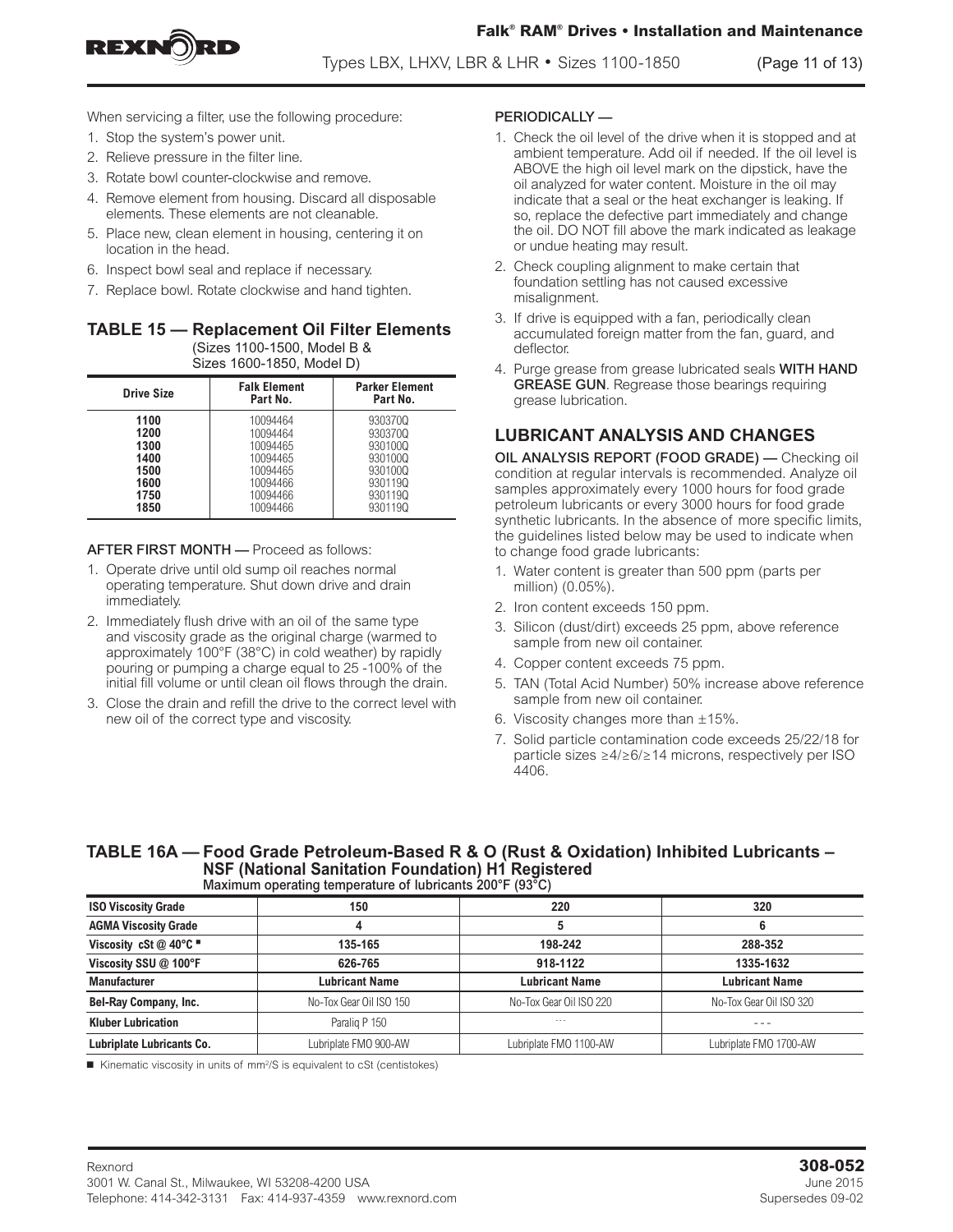When servicing a filter, use the following procedure:

1. Stop the system's power unit.
2. Relieve pressure in the filter line.
3. Rotate bowl counter-clockwise and remove.
4. Remove element from housing. Discard all disposable elements. These elements are not cleanable.
5. Place new, clean element in housing, centering it on location in the head.
6. Inspect bowl seal and replace if necessary.
7. Replace bowl. Rotate clockwise and hand tighten.

### TABLE 15 — Replacement Oil Filter Elements

(Sizes 1100-1500, Model B & Sizes 1600-1850, Model D)

| Drive Size | Falk Element Part No. | Parker Element Part No. |
|---|---|---|
| 1100 | 10094464 | 930370Q |
| 1200 | 10094464 | 930370Q |
| 1300 | 10094465 | 930100Q |
| 1400 | 10094465 | 930100Q |
| 1500 | 10094465 | 930100Q |
| 1600 | 10094466 | 930119Q |
| 1750 | 10094466 | 930119Q |
| 1850 | 10094466 | 930119Q |

**AFTER FIRST MONTH —** Proceed as follows:

1. Operate drive until old sump oil reaches normal operating temperature. Shut down drive and drain immediately.
2. Immediately flush drive with an oil of the same type and viscosity grade as the original charge (warmed to approximately 100°F (38°C) in cold weather) by rapidly pouring or pumping a charge equal to 25 -100% of the initial fill volume or until clean oil flows through the drain.
3. Close the drain and refill the drive to the correct level with new oil of the correct type and viscosity.

**PERIODICALLY —**

1. Check the oil level of the drive when it is stopped and at ambient temperature. Add oil if needed. If the oil level is ABOVE the high oil level mark on the dipstick, have the oil analyzed for water content. Moisture in the oil may indicate that a seal or the heat exchanger is leaking. If so, replace the defective part immediately and change the oil. DO NOT fill above the mark indicated as leakage or undue heating may result.
2. Check coupling alignment to make certain that foundation settling has not caused excessive misalignment.
3. If drive is equipped with a fan, periodically clean accumulated foreign matter from the fan, guard, and deflector.
4. Purge grease from grease lubricated seals **WITH HAND GREASE GUN**. Regrease those bearings requiring grease lubrication.

## LUBRICANT ANALYSIS AND CHANGES

**OIL ANALYSIS REPORT (FOOD GRADE) —** Checking oil condition at regular intervals is recommended. Analyze oil samples approximately every 1000 hours for food grade petroleum lubricants or every 3000 hours for food grade synthetic lubricants. In the absence of more specific limits, the guidelines listed below may be used to indicate when to change food grade lubricants:

1. Water content is greater than 500 ppm (parts per million) (0.05%).
2. Iron content exceeds 150 ppm.
3. Silicon (dust/dirt) exceeds 25 ppm, above reference sample from new oil container.
4. Copper content exceeds 75 ppm.
5. TAN (Total Acid Number) 50% increase above reference sample from new oil container.
6. Viscosity changes more than ±15%.
7. Solid particle contamination code exceeds 25/22/18 for particle sizes ≥4/≥6/≥14 microns, respectively per ISO 4406.

### TABLE 16A — Food Grade Petroleum-Based R & O (Rust & Oxidation) Inhibited Lubricants – NSF (National Sanitation Foundation) H1 Registered

Maximum operating temperature of lubricants 200°F (93°C)

| ISO Viscosity Grade | 150 | 220 | 320 |
|---|---|---|---|
| AGMA Viscosity Grade | 4 | 5 | 6 |
| Viscosity cSt @ 40°C ■ | 135-165 | 198-242 | 288-352 |
| Viscosity SSU @ 100°F | 626-765 | 918-1122 | 1335-1632 |
| **Manufacturer** | **Lubricant Name** | **Lubricant Name** | **Lubricant Name** |
| Bel-Ray Company, Inc. | No-Tox Gear Oil ISO 150 | No-Tox Gear Oil ISO 220 | No-Tox Gear Oil ISO 320 |
| Kluber Lubrication | Paraliq P 150 | --- | --- |
| Lubriplate Lubricants Co. | Lubriplate FMO 900-AW | Lubriplate FMO 1100-AW | Lubriplate FMO 1700-AW |

■ Kinematic viscosity in units of $mm^2/S$ is equivalent to cSt (centistokes)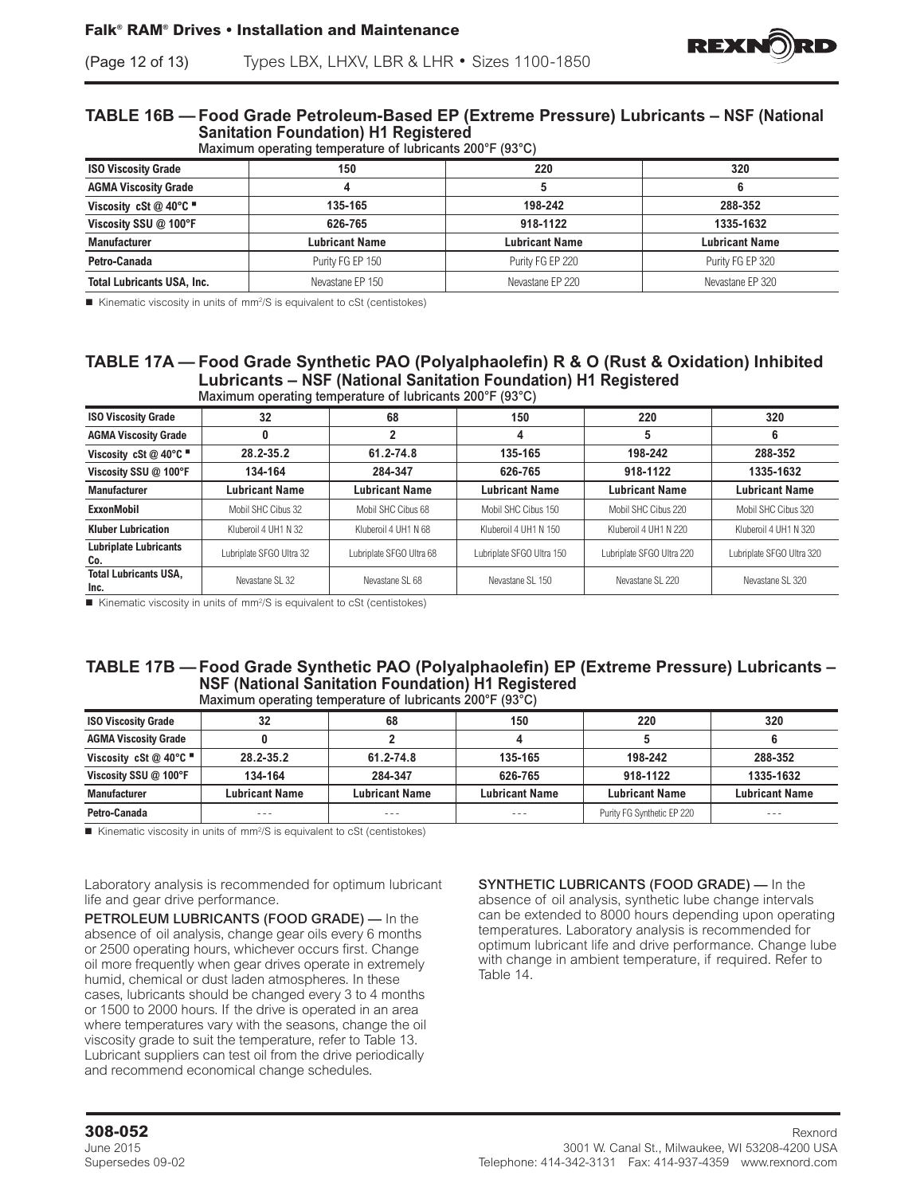### TABLE 16B — Food Grade Petroleum-Based EP (Extreme Pressure) Lubricants – NSF (National Sanitation Foundation) H1 Registered

Maximum operating temperature of lubricants 200°F (93°C)

| ISO Viscosity Grade | 150 | 220 | 320 |
|---|---|---|---|
| AGMA Viscosity Grade | 4 | 5 | 6 |
| Viscosity cSt @ 40°C ■ | 135-165 | 198-242 | 288-352 |
| Viscosity SSU @ 100°F | 626-765 | 918-1122 | 1335-1632 |
| **Manufacturer** | **Lubricant Name** | **Lubricant Name** | **Lubricant Name** |
| Petro-Canada | Purity FG EP 150 | Purity FG EP 220 | Purity FG EP 320 |
| Total Lubricants USA, Inc. | Nevastane EP 150 | Nevastane EP 220 | Nevastane EP 320 |

■ Kinematic viscosity in units of $mm^2/S$ is equivalent to cSt (centistokes)

### TABLE 17A — Food Grade Synthetic PAO (Polyalphaolefin) R & O (Rust & Oxidation) Inhibited Lubricants – NSF (National Sanitation Foundation) H1 Registered

Maximum operating temperature of lubricants 200°F (93°C)

| ISO Viscosity Grade | 32 | 68 | 150 | 220 | 320 |
|---|---|---|---|---|---|
| AGMA Viscosity Grade | 0 | 2 | 4 | 5 | 6 |
| Viscosity cSt @ 40°C ■ | 28.2-35.2 | 61.2-74.8 | 135-165 | 198-242 | 288-352 |
| Viscosity SSU @ 100°F | 134-164 | 284-347 | 626-765 | 918-1122 | 1335-1632 |
| **Manufacturer** | **Lubricant Name** | **Lubricant Name** | **Lubricant Name** | **Lubricant Name** | **Lubricant Name** |
| ExxonMobil | Mobil SHC Cibus 32 | Mobil SHC Cibus 68 | Mobil SHC Cibus 150 | Mobil SHC Cibus 220 | Mobil SHC Cibus 320 |
| Kluber Lubrication | Kluberoil 4 UH1 N 32 | Kluberoil 4 UH1 N 68 | Kluberoil 4 UH1 N 150 | Kluberoil 4 UH1 N 220 | Kluberoil 4 UH1 N 320 |
| Lubriplate Lubricants Co. | Lubriplate SFGO Ultra 32 | Lubriplate SFGO Ultra 68 | Lubriplate SFGO Ultra 150 | Lubriplate SFGO Ultra 220 | Lubriplate SFGO Ultra 320 |
| Total Lubricants USA, Inc. | Nevastane SL 32 | Nevastane SL 68 | Nevastane SL 150 | Nevastane SL 220 | Nevastane SL 320 |

■ Kinematic viscosity in units of $mm^2/S$ is equivalent to cSt (centistokes)

### TABLE 17B — Food Grade Synthetic PAO (Polyalphaolefin) EP (Extreme Pressure) Lubricants – NSF (National Sanitation Foundation) H1 Registered

Maximum operating temperature of lubricants 200°F (93°C)

| ISO Viscosity Grade | 32 | 68 | 150 | 220 | 320 |
|---|---|---|---|---|---|
| AGMA Viscosity Grade | 0 | 2 | 4 | 5 | 6 |
| Viscosity cSt @ 40°C ■ | 28.2-35.2 | 61.2-74.8 | 135-165 | 198-242 | 288-352 |
| Viscosity SSU @ 100°F | 134-164 | 284-347 | 626-765 | 918-1122 | 1335-1632 |
| **Manufacturer** | **Lubricant Name** | **Lubricant Name** | **Lubricant Name** | **Lubricant Name** | **Lubricant Name** |
| Petro-Canada | --- | --- | --- | Purity FG Synthetic EP 220 | --- |

■ Kinematic viscosity in units of $mm^2/S$ is equivalent to cSt (centistokes)

Laboratory analysis is recommended for optimum lubricant life and gear drive performance.

PETROLEUM LUBRICANTS (FOOD GRADE) — In the absence of oil analysis, change gear oils every 6 months or 2500 operating hours, whichever occurs first. Change oil more frequently when gear drives operate in extremely humid, chemical or dust laden atmospheres. In these cases, lubricants should be changed every 3 to 4 months or 1500 to 2000 hours. If the drive is operated in an area where temperatures vary with the seasons, change the oil viscosity grade to suit the temperature, refer to Table 13. Lubricant suppliers can test oil from the drive periodically and recommend economical change schedules.

SYNTHETIC LUBRICANTS (FOOD GRADE) — In the absence of oil analysis, synthetic lube change intervals can be extended to 8000 hours depending upon operating temperatures. Laboratory analysis is recommended for optimum lubricant life and drive performance. Change lube with change in ambient temperature, if required. Refer to Table 14.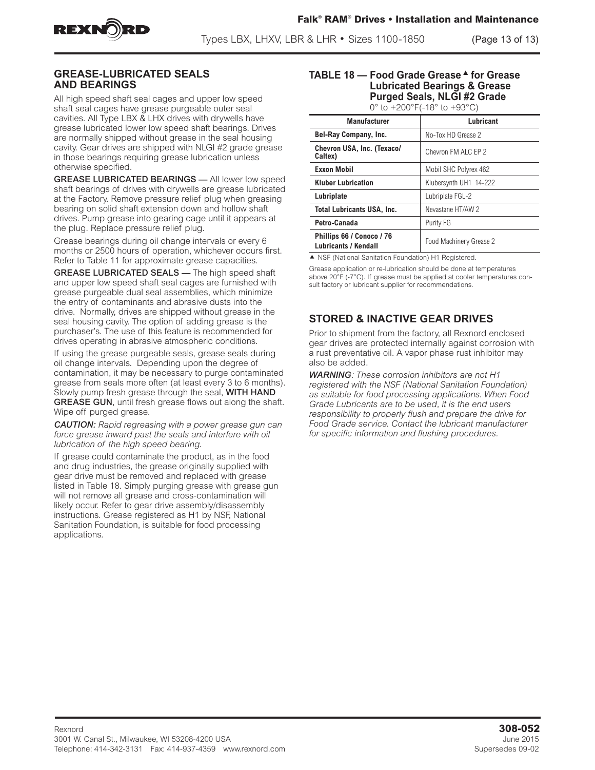## GREASE-LUBRICATED SEALS AND BEARINGS

All high speed shaft seal cages and upper low speed shaft seal cages have grease purgeable outer seal cavities. All Type LBX & LHX drives with drywells have grease lubricated lower low speed shaft bearings. Drives are normally shipped without grease in the seal housing cavity. Gear drives are shipped with NLGI #2 grade grease in those bearings requiring grease lubrication unless otherwise specified.

**GREASE LUBRICATED BEARINGS —** All lower low speed shaft bearings of drives with drywells are grease lubricated at the Factory. Remove pressure relief plug when greasing bearing on solid shaft extension down and hollow shaft drives. Pump grease into gearing cage until it appears at the plug. Replace pressure relief plug.

Grease bearings during oil change intervals or every 6 months or 2500 hours of operation, whichever occurs first. Refer to Table 11 for approximate grease capacities.

**GREASE LUBRICATED SEALS —** The high speed shaft and upper low speed shaft seal cages are furnished with grease purgeable dual seal assemblies, which minimize the entry of contaminants and abrasive dusts into the drive. Normally, drives are shipped without grease in the seal housing cavity. The option of adding grease is the purchaser's. The use of this feature is recommended for drives operating in abrasive atmospheric conditions.

If using the grease purgeable seals, grease seals during oil change intervals. Depending upon the degree of contamination, it may be necessary to purge contaminated grease from seals more often (at least every 3 to 6 months). Slowly pump fresh grease through the seal, **WITH HAND GREASE GUN**, until fresh grease flows out along the shaft. Wipe off purged grease.

***CAUTION:*** *Rapid regreasing with a power grease gun can force grease inward past the seals and interfere with oil lubrication of the high speed bearing.*

If grease could contaminate the product, as in the food and drug industries, the grease originally supplied with gear drive must be removed and replaced with grease listed in Table 18. Simply purging grease with grease gun will not remove all grease and cross-contamination will likely occur. Refer to gear drive assembly/disassembly instructions. Grease registered as H1 by NSF, National Sanitation Foundation, is suitable for food processing applications.

### TABLE 18 — Food Grade Grease ▲ for Grease Lubricated Bearings & Grease Purged Seals, NLGI #2 Grade

0° to +200°F(-18° to +93°C)

| Manufacturer | Lubricant |
|---|---|
| **Bel-Ray Company, Inc.** | No-Tox HD Grease 2 |
| **Chevron USA, Inc. (Texaco/ Caltex)** | Chevron FM ALC EP 2 |
| **Exxon Mobil** | Mobil SHC Polyrex 462 |
| **Kluber Lubrication** | Klubersynth UH1 14-222 |
| **Lubriplate** | Lubriplate FGL-2 |
| **Total Lubricants USA, Inc.** | Nevastane HT/AW 2 |
| **Petro-Canada** | Purity FG |
| **Phillips 66 / Conoco / 76 Lubricants / Kendall** | Food Machinery Grease 2 |

▲ NSF (National Sanitation Foundation) H1 Registered.

Grease application or re-lubrication should be done at temperatures above 20°F (-7°C). If grease must be applied at cooler temperatures consult factory or lubricant supplier for recommendations.

## STORED & INACTIVE GEAR DRIVES

Prior to shipment from the factory, all Rexnord enclosed gear drives are protected internally against corrosion with a rust preventative oil. A vapor phase rust inhibitor may also be added.

***WARNING****: These corrosion inhibitors are not H1 registered with the NSF (National Sanitation Foundation) as suitable for food processing applications. When Food Grade Lubricants are to be used, it is the end users responsibility to properly flush and prepare the drive for Food Grade service. Contact the lubricant manufacturer for specific information and flushing procedures.*

Rexnord
3001 W. Canal St., Milwaukee, WI 53208-4200 USA
Telephone: 414-342-3131 Fax: 414-937-4359 www.rexnord.com

**308-052**
June 2015
Supersedes 09-02